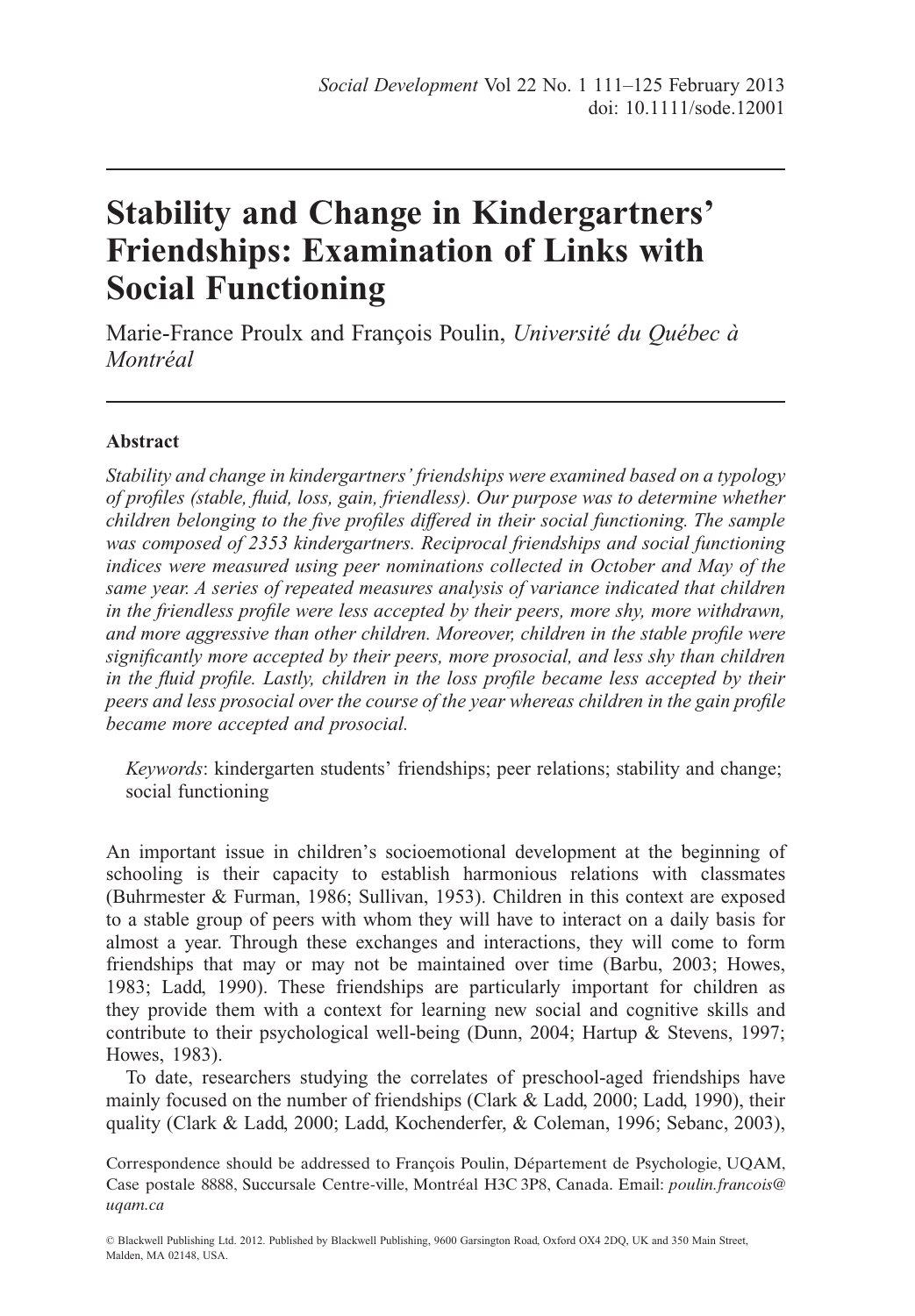# Stability and Change in Kindergartners' Friendships: Examination of Links with Social Functioning

Marie-France Proulx and François Poulin, *Université du Québec à Montréal*

## Abstract

*Stability and change in kindergartners' friendships were examined based on a typology of profiles (stable, fluid, loss, gain, friendless). Our purpose was to determine whether children belonging to the five profiles differed in their social functioning. The sample was composed of 2353 kindergartners. Reciprocal friendships and social functioning indices were measured using peer nominations collected in October and May of the same year. A series of repeated measures analysis of variance indicated that children in the friendless profile were less accepted by their peers, more shy, more withdrawn, and more aggressive than other children. Moreover, children in the stable profile were significantly more accepted by their peers, more prosocial, and less shy than children in the fluid profile. Lastly, children in the loss profile became less accepted by their peers and less prosocial over the course of the year whereas children in the gain profile became more accepted and prosocial.*

*Keywords*: kindergarten students' friendships; peer relations; stability and change; social functioning

An important issue in children's socioemotional development at the beginning of schooling is their capacity to establish harmonious relations with classmates (Buhrmester & Furman, 1986; Sullivan, 1953). Children in this context are exposed to a stable group of peers with whom they will have to interact on a daily basis for almost a year. Through these exchanges and interactions, they will come to form friendships that may or may not be maintained over time (Barbu, 2003; Howes, 1983; Ladd, 1990). These friendships are particularly important for children as they provide them with a context for learning new social and cognitive skills and contribute to their psychological well-being (Dunn, 2004; Hartup & Stevens, 1997; Howes, 1983).

To date, researchers studying the correlates of preschool-aged friendships have mainly focused on the number of friendships (Clark & Ladd, 2000; Ladd, 1990), their quality (Clark & Ladd, 2000; Ladd, Kochenderfer, & Coleman, 1996; Sebanc, 2003),

Correspondence should be addressed to François Poulin, Département de Psychologie, UQAM, Case postale 8888, Succursale Centre-ville, Montréal H3C 3P8, Canada. Email: *poulin.francois@uqam.ca*

© Blackwell Publishing Ltd. 2012. Published by Blackwell Publishing, 9600 Garsington Road, Oxford OX4 2DQ, UK and 350 Main Street, Malden, MA 02148, USA.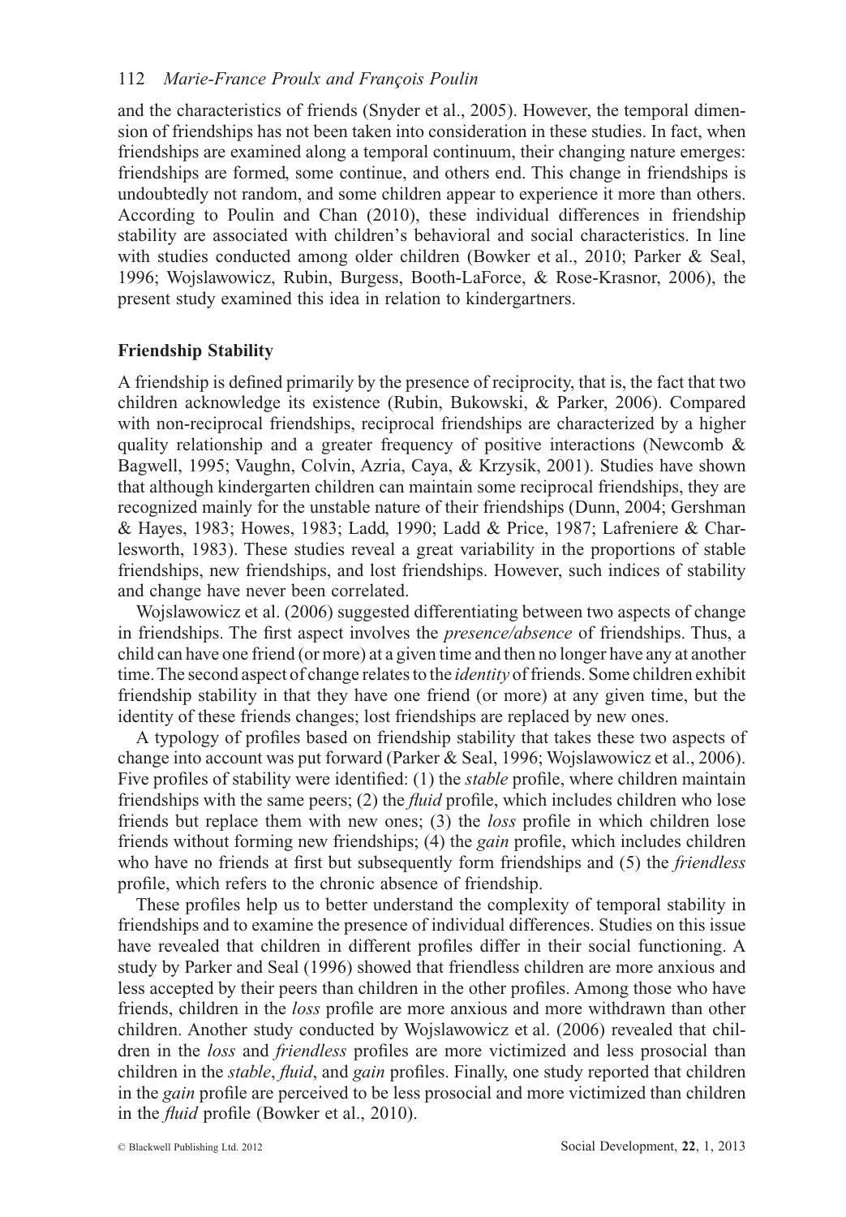and the characteristics of friends (Snyder et al., 2005). However, the temporal dimension of friendships has not been taken into consideration in these studies. In fact, when friendships are examined along a temporal continuum, their changing nature emerges: friendships are formed, some continue, and others end. This change in friendships is undoubtedly not random, and some children appear to experience it more than others. According to Poulin and Chan (2010), these individual differences in friendship stability are associated with children's behavioral and social characteristics. In line with studies conducted among older children (Bowker et al., 2010; Parker & Seal, 1996; Wojslawowicz, Rubin, Burgess, Booth-LaForce, & Rose-Krasnor, 2006), the present study examined this idea in relation to kindergartners.

## Friendship Stability

A friendship is defined primarily by the presence of reciprocity, that is, the fact that two children acknowledge its existence (Rubin, Bukowski, & Parker, 2006). Compared with non-reciprocal friendships, reciprocal friendships are characterized by a higher quality relationship and a greater frequency of positive interactions (Newcomb & Bagwell, 1995; Vaughn, Colvin, Azria, Caya, & Krzysik, 2001). Studies have shown that although kindergarten children can maintain some reciprocal friendships, they are recognized mainly for the unstable nature of their friendships (Dunn, 2004; Gershman & Hayes, 1983; Howes, 1983; Ladd, 1990; Ladd & Price, 1987; Lafreniere & Charlesworth, 1983). These studies reveal a great variability in the proportions of stable friendships, new friendships, and lost friendships. However, such indices of stability and change have never been correlated.

Wojslawowicz et al. (2006) suggested differentiating between two aspects of change in friendships. The first aspect involves the *presence/absence* of friendships. Thus, a child can have one friend (or more) at a given time and then no longer have any at another time. The second aspect of change relates to the *identity* of friends. Some children exhibit friendship stability in that they have one friend (or more) at any given time, but the identity of these friends changes; lost friendships are replaced by new ones.

A typology of profiles based on friendship stability that takes these two aspects of change into account was put forward (Parker & Seal, 1996; Wojslawowicz et al., 2006). Five profiles of stability were identified: (1) the *stable* profile, where children maintain friendships with the same peers; (2) the *fluid* profile, which includes children who lose friends but replace them with new ones; (3) the *loss* profile in which children lose friends without forming new friendships; (4) the *gain* profile, which includes children who have no friends at first but subsequently form friendships and (5) the *friendless* profile, which refers to the chronic absence of friendship.

These profiles help us to better understand the complexity of temporal stability in friendships and to examine the presence of individual differences. Studies on this issue have revealed that children in different profiles differ in their social functioning. A study by Parker and Seal (1996) showed that friendless children are more anxious and less accepted by their peers than children in the other profiles. Among those who have friends, children in the *loss* profile are more anxious and more withdrawn than other children. Another study conducted by Wojslawowicz et al. (2006) revealed that children in the *loss* and *friendless* profiles are more victimized and less prosocial than children in the *stable*, *fluid*, and *gain* profiles. Finally, one study reported that children in the *gain* profile are perceived to be less prosocial and more victimized than children in the *fluid* profile (Bowker et al., 2010).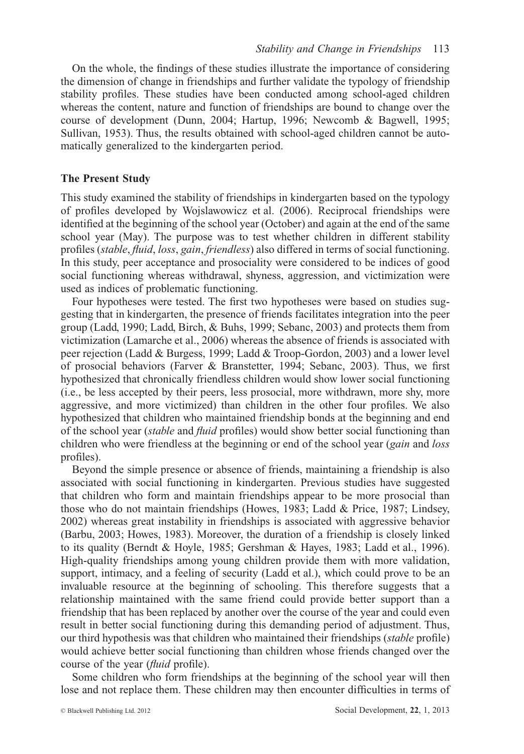On the whole, the findings of these studies illustrate the importance of considering the dimension of change in friendships and further validate the typology of friendship stability profiles. These studies have been conducted among school-aged children whereas the content, nature and function of friendships are bound to change over the course of development (Dunn, 2004; Hartup, 1996; Newcomb & Bagwell, 1995; Sullivan, 1953). Thus, the results obtained with school-aged children cannot be automatically generalized to the kindergarten period.

## The Present Study

This study examined the stability of friendships in kindergarten based on the typology of profiles developed by Wojslawowicz et al. (2006). Reciprocal friendships were identified at the beginning of the school year (October) and again at the end of the same school year (May). The purpose was to test whether children in different stability profiles (*stable*, *fluid*, *loss*, *gain*, *friendless*) also differed in terms of social functioning. In this study, peer acceptance and prosociality were considered to be indices of good social functioning whereas withdrawal, shyness, aggression, and victimization were used as indices of problematic functioning.

Four hypotheses were tested. The first two hypotheses were based on studies suggesting that in kindergarten, the presence of friends facilitates integration into the peer group (Ladd, 1990; Ladd, Birch, & Buhs, 1999; Sebanc, 2003) and protects them from victimization (Lamarche et al., 2006) whereas the absence of friends is associated with peer rejection (Ladd & Burgess, 1999; Ladd & Troop-Gordon, 2003) and a lower level of prosocial behaviors (Farver & Branstetter, 1994; Sebanc, 2003). Thus, we first hypothesized that chronically friendless children would show lower social functioning (i.e., be less accepted by their peers, less prosocial, more withdrawn, more shy, more aggressive, and more victimized) than children in the other four profiles. We also hypothesized that children who maintained friendship bonds at the beginning and end of the school year (*stable* and *fluid* profiles) would show better social functioning than children who were friendless at the beginning or end of the school year (*gain* and *loss* profiles).

Beyond the simple presence or absence of friends, maintaining a friendship is also associated with social functioning in kindergarten. Previous studies have suggested that children who form and maintain friendships appear to be more prosocial than those who do not maintain friendships (Howes, 1983; Ladd & Price, 1987; Lindsey, 2002) whereas great instability in friendships is associated with aggressive behavior (Barbu, 2003; Howes, 1983). Moreover, the duration of a friendship is closely linked to its quality (Berndt & Hoyle, 1985; Gershman & Hayes, 1983; Ladd et al., 1996). High-quality friendships among young children provide them with more validation, support, intimacy, and a feeling of security (Ladd et al.), which could prove to be an invaluable resource at the beginning of schooling. This therefore suggests that a relationship maintained with the same friend could provide better support than a friendship that has been replaced by another over the course of the year and could even result in better social functioning during this demanding period of adjustment. Thus, our third hypothesis was that children who maintained their friendships (*stable* profile) would achieve better social functioning than children whose friends changed over the course of the year (*fluid* profile).

Some children who form friendships at the beginning of the school year will then lose and not replace them. These children may then encounter difficulties in terms of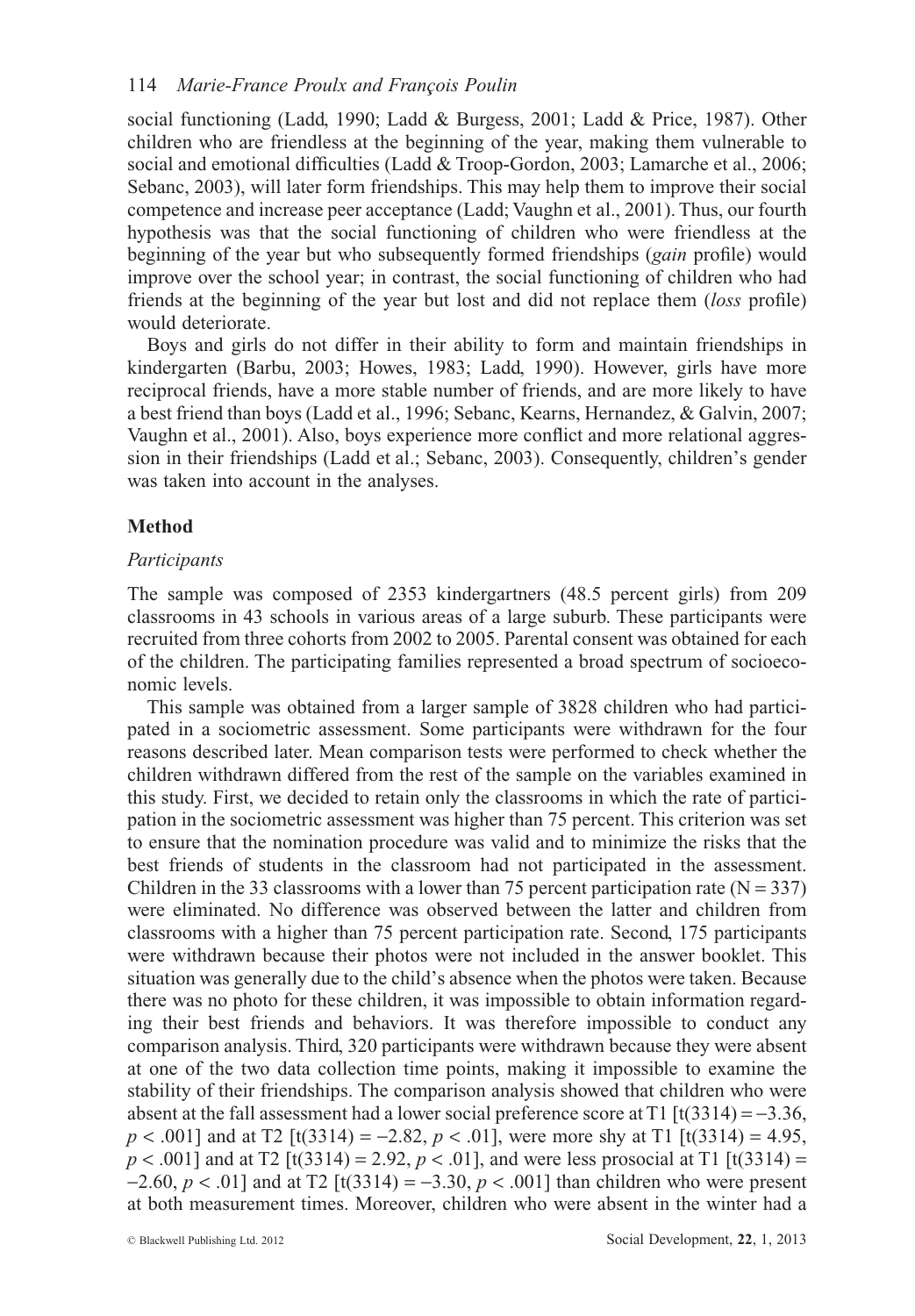social functioning (Ladd, 1990; Ladd & Burgess, 2001; Ladd & Price, 1987). Other children who are friendless at the beginning of the year, making them vulnerable to social and emotional difficulties (Ladd & Troop-Gordon, 2003; Lamarche et al., 2006; Sebanc, 2003), will later form friendships. This may help them to improve their social competence and increase peer acceptance (Ladd; Vaughn et al., 2001). Thus, our fourth hypothesis was that the social functioning of children who were friendless at the beginning of the year but who subsequently formed friendships (*gain* profile) would improve over the school year; in contrast, the social functioning of children who had friends at the beginning of the year but lost and did not replace them (*loss* profile) would deteriorate.

Boys and girls do not differ in their ability to form and maintain friendships in kindergarten (Barbu, 2003; Howes, 1983; Ladd, 1990). However, girls have more reciprocal friends, have a more stable number of friends, and are more likely to have a best friend than boys (Ladd et al., 1996; Sebanc, Kearns, Hernandez, & Galvin, 2007; Vaughn et al., 2001). Also, boys experience more conflict and more relational aggression in their friendships (Ladd et al.; Sebanc, 2003). Consequently, children's gender was taken into account in the analyses.

## Method

### *Participants*

The sample was composed of 2353 kindergartners (48.5 percent girls) from 209 classrooms in 43 schools in various areas of a large suburb. These participants were recruited from three cohorts from 2002 to 2005. Parental consent was obtained for each of the children. The participating families represented a broad spectrum of socioeconomic levels.

This sample was obtained from a larger sample of 3828 children who had participated in a sociometric assessment. Some participants were withdrawn for the four reasons described later. Mean comparison tests were performed to check whether the children withdrawn differed from the rest of the sample on the variables examined in this study. First, we decided to retain only the classrooms in which the rate of participation in the sociometric assessment was higher than 75 percent. This criterion was set to ensure that the nomination procedure was valid and to minimize the risks that the best friends of students in the classroom had not participated in the assessment. Children in the 33 classrooms with a lower than 75 percent participation rate ($N = 337$) were eliminated. No difference was observed between the latter and children from classrooms with a higher than 75 percent participation rate. Second, 175 participants were withdrawn because their photos were not included in the answer booklet. This situation was generally due to the child's absence when the photos were taken. Because there was no photo for these children, it was impossible to obtain information regarding their best friends and behaviors. It was therefore impossible to conduct any comparison analysis. Third, 320 participants were withdrawn because they were absent at one of the two data collection time points, making it impossible to examine the stability of their friendships. The comparison analysis showed that children who were absent at the fall assessment had a lower social preference score at T1 [$t(3314) = -3.36$, $p < .001$] and at T2 [$t(3314) = -2.82$, $p < .01$], were more shy at T1 [$t(3314) = 4.95$, $p < .001$] and at T2 [$t(3314) = 2.92$, $p < .01$], and were less prosocial at T1 [$t(3314) = -2.60$, $p < .01$] and at T2 [$t(3314) = -3.30$, $p < .001$] than children who were present at both measurement times. Moreover, children who were absent in the winter had a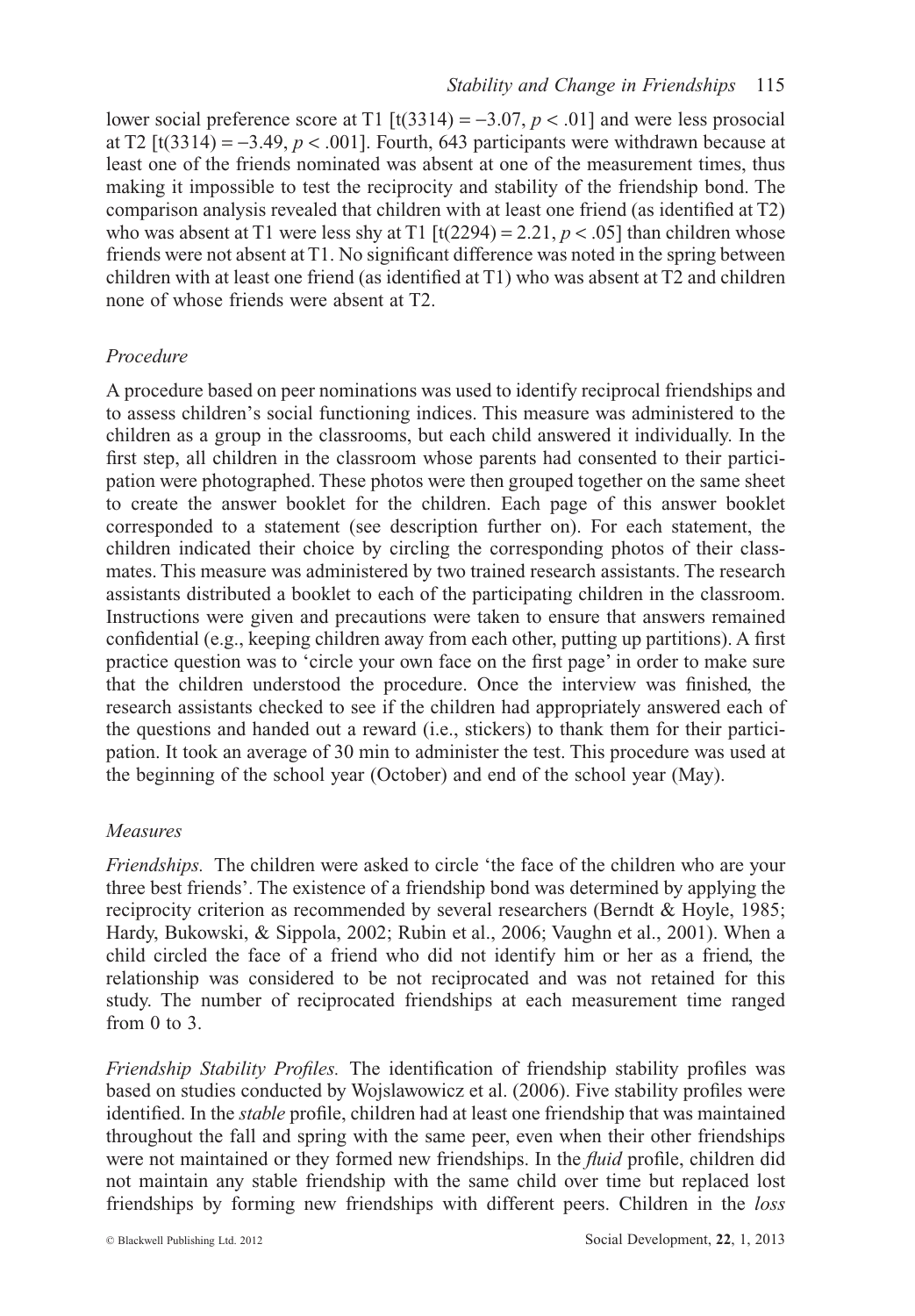lower social preference score at T1 [$t(3314) = -3.07$, $p < .01$] and were less prosocial at T2 [$t(3314) = -3.49$, $p < .001$]. Fourth, 643 participants were withdrawn because at least one of the friends nominated was absent at one of the measurement times, thus making it impossible to test the reciprocity and stability of the friendship bond. The comparison analysis revealed that children with at least one friend (as identified at T2) who was absent at T1 were less shy at T1 [$t(2294) = 2.21$, $p < .05$] than children whose friends were not absent at T1. No significant difference was noted in the spring between children with at least one friend (as identified at T1) who was absent at T2 and children none of whose friends were absent at T2.

### *Procedure*

A procedure based on peer nominations was used to identify reciprocal friendships and to assess children's social functioning indices. This measure was administered to the children as a group in the classrooms, but each child answered it individually. In the first step, all children in the classroom whose parents had consented to their participation were photographed. These photos were then grouped together on the same sheet to create the answer booklet for the children. Each page of this answer booklet corresponded to a statement (see description further on). For each statement, the children indicated their choice by circling the corresponding photos of their classmates. This measure was administered by two trained research assistants. The research assistants distributed a booklet to each of the participating children in the classroom. Instructions were given and precautions were taken to ensure that answers remained confidential (e.g., keeping children away from each other, putting up partitions). A first practice question was to 'circle your own face on the first page' in order to make sure that the children understood the procedure. Once the interview was finished, the research assistants checked to see if the children had appropriately answered each of the questions and handed out a reward (i.e., stickers) to thank them for their participation. It took an average of 30 min to administer the test. This procedure was used at the beginning of the school year (October) and end of the school year (May).

### *Measures*

*Friendships.* The children were asked to circle 'the face of the children who are your three best friends'. The existence of a friendship bond was determined by applying the reciprocity criterion as recommended by several researchers (Berndt & Hoyle, 1985; Hardy, Bukowski, & Sippola, 2002; Rubin et al., 2006; Vaughn et al., 2001). When a child circled the face of a friend who did not identify him or her as a friend, the relationship was considered to be not reciprocated and was not retained for this study. The number of reciprocated friendships at each measurement time ranged from 0 to 3.

*Friendship Stability Profiles.* The identification of friendship stability profiles was based on studies conducted by Wojslawowicz et al. (2006). Five stability profiles were identified. In the *stable* profile, children had at least one friendship that was maintained throughout the fall and spring with the same peer, even when their other friendships were not maintained or they formed new friendships. In the *fluid* profile, children did not maintain any stable friendship with the same child over time but replaced lost friendships by forming new friendships with different peers. Children in the *loss*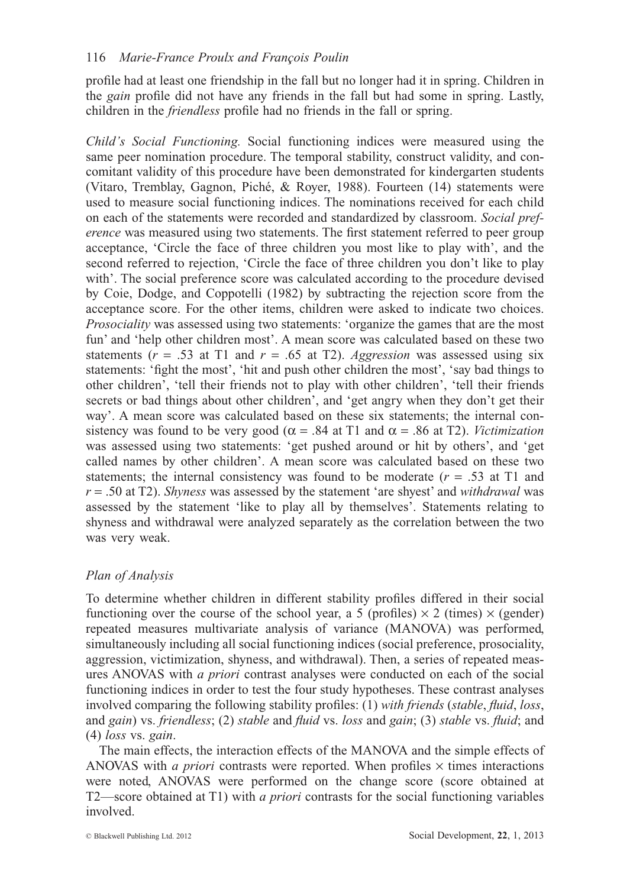profile had at least one friendship in the fall but no longer had it in spring. Children in the *gain* profile did not have any friends in the fall but had some in spring. Lastly, children in the *friendless* profile had no friends in the fall or spring.

*Child's Social Functioning.* Social functioning indices were measured using the same peer nomination procedure. The temporal stability, construct validity, and concomitant validity of this procedure have been demonstrated for kindergarten students (Vitaro, Tremblay, Gagnon, Piché, & Royer, 1988). Fourteen (14) statements were used to measure social functioning indices. The nominations received for each child on each of the statements were recorded and standardized by classroom. *Social preference* was measured using two statements. The first statement referred to peer group acceptance, 'Circle the face of three children you most like to play with', and the second referred to rejection, 'Circle the face of three children you don't like to play with'. The social preference score was calculated according to the procedure devised by Coie, Dodge, and Coppotelli (1982) by subtracting the rejection score from the acceptance score. For the other items, children were asked to indicate two choices. *Prosociality* was assessed using two statements: 'organize the games that are the most fun' and 'help other children most'. A mean score was calculated based on these two statements ($r$ = .53 at T1 and $r$ = .65 at T2). *Aggression* was assessed using six statements: 'fight the most', 'hit and push other children the most', 'say bad things to other children', 'tell their friends not to play with other children', 'tell their friends secrets or bad things about other children', and 'get angry when they don't get their way'. A mean score was calculated based on these six statements; the internal consistency was found to be very good ($\alpha$ = .84 at T1 and $\alpha$ = .86 at T2). *Victimization* was assessed using two statements: 'get pushed around or hit by others', and 'get called names by other children'. A mean score was calculated based on these two statements; the internal consistency was found to be moderate ($r$ = .53 at T1 and $r$ = .50 at T2). *Shyness* was assessed by the statement 'are shyest' and *withdrawal* was assessed by the statement 'like to play all by themselves'. Statements relating to shyness and withdrawal were analyzed separately as the correlation between the two was very weak.

## *Plan of Analysis*

To determine whether children in different stability profiles differed in their social functioning over the course of the school year, a 5 (profiles) $\times$ 2 (times) $\times$ (gender) repeated measures multivariate analysis of variance (MANOVA) was performed, simultaneously including all social functioning indices (social preference, prosociality, aggression, victimization, shyness, and withdrawal). Then, a series of repeated measures ANOVAS with *a priori* contrast analyses were conducted on each of the social functioning indices in order to test the four study hypotheses. These contrast analyses involved comparing the following stability profiles: (1) *with friends* (*stable*, *fluid*, *loss*, and *gain*) vs. *friendless*; (2) *stable* and *fluid* vs. *loss* and *gain*; (3) *stable* vs. *fluid*; and (4) *loss* vs. *gain*.

The main effects, the interaction effects of the MANOVA and the simple effects of ANOVAS with *a priori* contrasts were reported. When profiles $\times$ times interactions were noted, ANOVAS were performed on the change score (score obtained at T2—score obtained at T1) with *a priori* contrasts for the social functioning variables involved.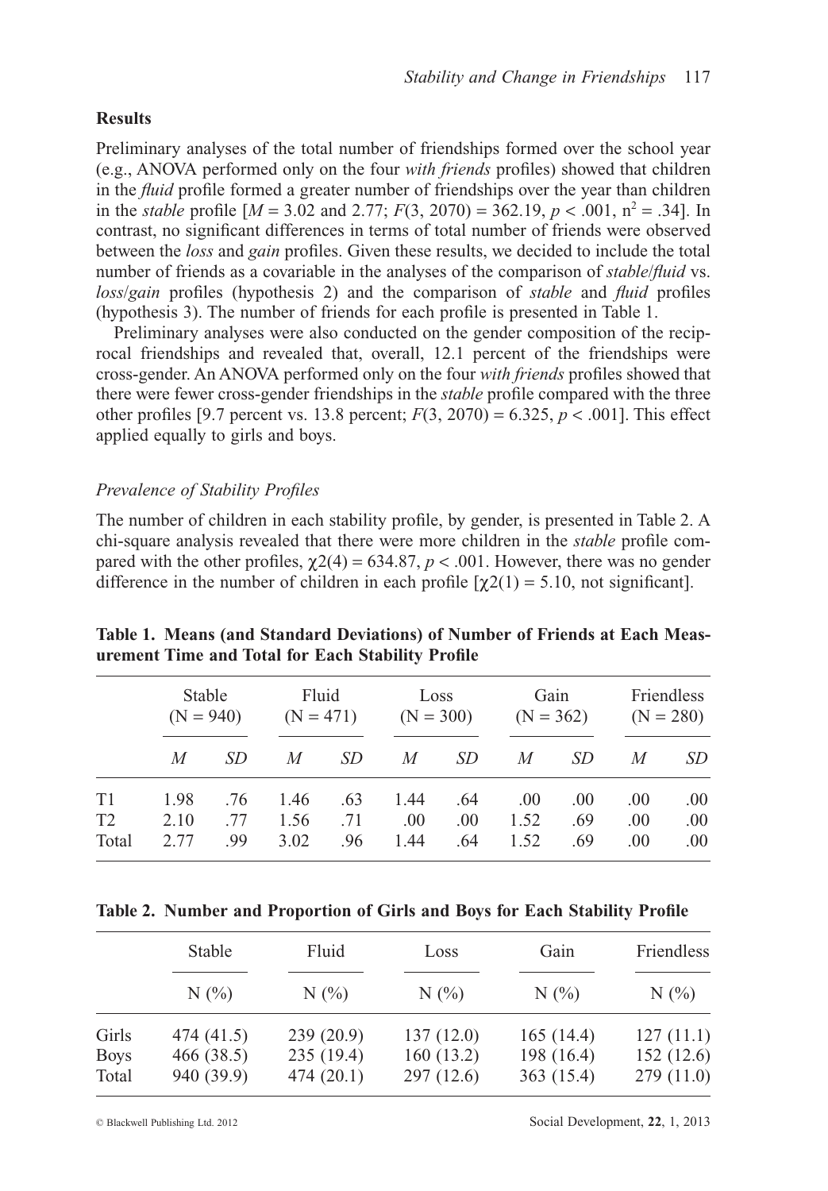### Results

Preliminary analyses of the total number of friendships formed over the school year (e.g., ANOVA performed only on the four *with friends* profiles) showed that children in the *fluid* profile formed a greater number of friendships over the year than children in the *stable* profile [$M = 3.02$ and $2.77$; $F(3, 2070) = 362.19$, $p < .001$, $n^2 = .34$]. In contrast, no significant differences in terms of total number of friends were observed between the *loss* and *gain* profiles. Given these results, we decided to include the total number of friends as a covariable in the analyses of the comparison of *stable*/*fluid* vs. *loss*/*gain* profiles (hypothesis 2) and the comparison of *stable* and *fluid* profiles (hypothesis 3). The number of friends for each profile is presented in Table 1.

Preliminary analyses were also conducted on the gender composition of the reciprocal friendships and revealed that, overall, 12.1 percent of the friendships were cross-gender. An ANOVA performed only on the four *with friends* profiles showed that there were fewer cross-gender friendships in the *stable* profile compared with the three other profiles [9.7 percent vs. 13.8 percent; $F(3, 2070) = 6.325$, $p < .001$]. This effect applied equally to girls and boys.

#### *Prevalence of Stability Profiles*

The number of children in each stability profile, by gender, is presented in Table 2. A chi-square analysis revealed that there were more children in the *stable* profile compared with the other profiles, $\chi2(4) = 634.87$, $p < .001$. However, there was no gender difference in the number of children in each profile [$\chi2(1) = 5.10$, not significant].

**Table 1. Means (and Standard Deviations) of Number of Friends at Each Measurement Time and Total for Each Stability Profile**

| | Stable (N = 940) | | Fluid (N = 471) | | Loss (N = 300) | | Gain (N = 362) | | Friendless (N = 280) | |
|---|---|---|---|---|---|---|---|---|---|---|
| | *M* | *SD* | *M* | *SD* | *M* | *SD* | *M* | *SD* | *M* | *SD* |
| T1 | 1.98 | .76 | 1.46 | .63 | 1.44 | .64 | .00 | .00 | .00 | .00 |
| T2 | 2.10 | .77 | 1.56 | .71 | .00 | .00 | 1.52 | .69 | .00 | .00 |
| Total | 2.77 | .99 | 3.02 | .96 | 1.44 | .64 | 1.52 | .69 | .00 | .00 |

**Table 2. Number and Proportion of Girls and Boys for Each Stability Profile**

| | Stable | Fluid | Loss | Gain | Friendless |
|---|---|---|---|---|---|
| | N (%) | N (%) | N (%) | N (%) | N (%) |
| Girls | 474 (41.5) | 239 (20.9) | 137 (12.0) | 165 (14.4) | 127 (11.1) |
| Boys | 466 (38.5) | 235 (19.4) | 160 (13.2) | 198 (16.4) | 152 (12.6) |
| Total | 940 (39.9) | 474 (20.1) | 297 (12.6) | 363 (15.4) | 279 (11.0) |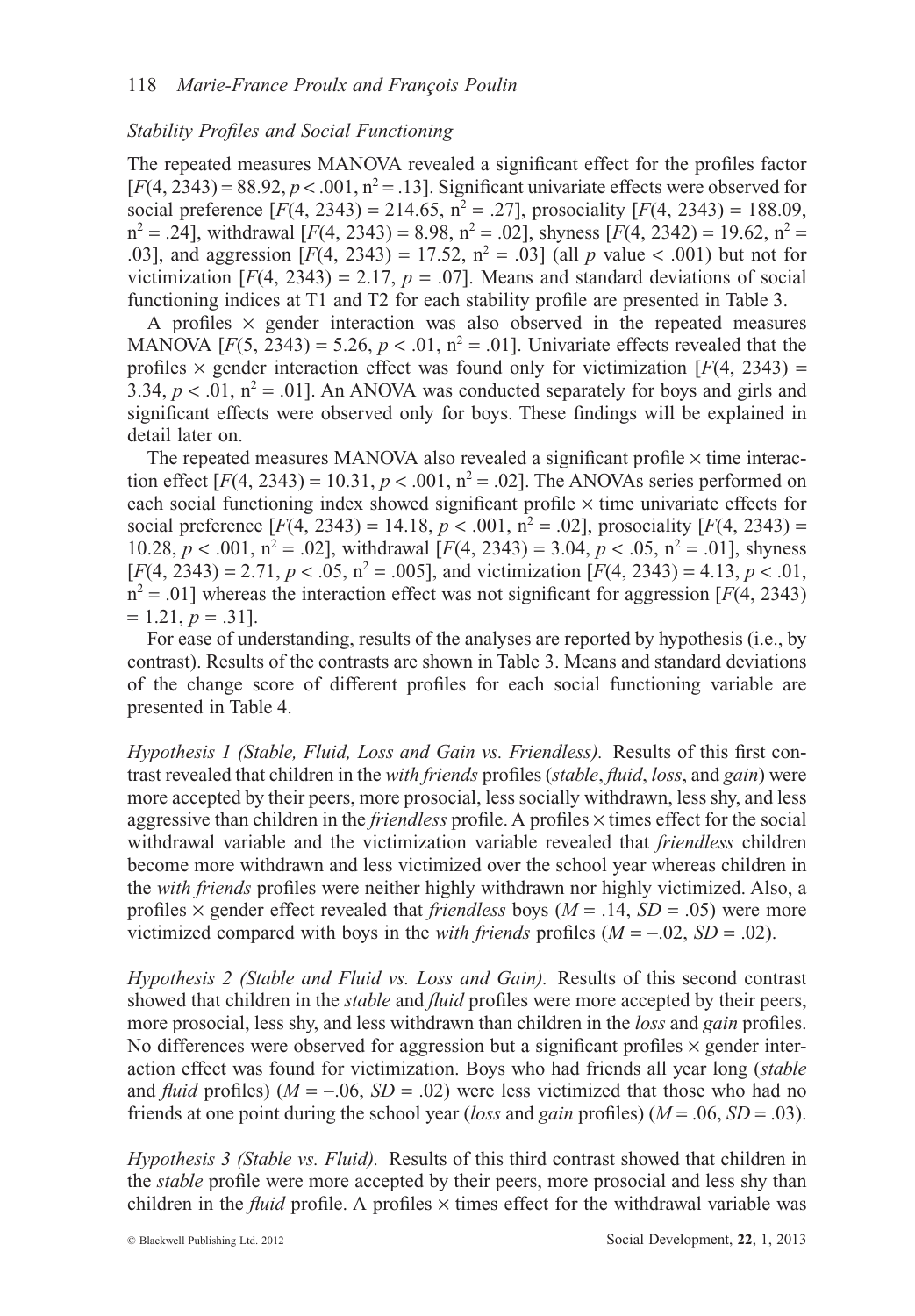### *Stability Profiles and Social Functioning*

The repeated measures MANOVA revealed a significant effect for the profiles factor [$F(4, 2343) = 88.92$, $p < .001$, $n^2 = .13$]. Significant univariate effects were observed for social preference [$F(4, 2343) = 214.65$, $n^2 = .27$], prosociality [$F(4, 2343) = 188.09$, $n^2 = .24$], withdrawal [$F(4, 2343) = 8.98$, $n^2 = .02$], shyness [$F(4, 2342) = 19.62$, $n^2 = .03$], and aggression [$F(4, 2343) = 17.52$, $n^2 = .03$] (all $p$ value $< .001$) but not for victimization [$F(4, 2343) = 2.17$, $p = .07$]. Means and standard deviations of social functioning indices at T1 and T2 for each stability profile are presented in Table 3.

A profiles × gender interaction was also observed in the repeated measures MANOVA [$F(5, 2343) = 5.26$, $p < .01$, $n^2 = .01$]. Univariate effects revealed that the profiles × gender interaction effect was found only for victimization [$F(4, 2343) = 3.34$, $p < .01$, $n^2 = .01$]. An ANOVA was conducted separately for boys and girls and significant effects were observed only for boys. These findings will be explained in detail later on.

The repeated measures MANOVA also revealed a significant profile × time interaction effect [$F(4, 2343) = 10.31$, $p < .001$, $n^2 = .02$]. The ANOVAs series performed on each social functioning index showed significant profile × time univariate effects for social preference [$F(4, 2343) = 14.18$, $p < .001$, $n^2 = .02$], prosociality [$F(4, 2343) = 10.28$, $p < .001$, $n^2 = .02$], withdrawal [$F(4, 2343) = 3.04$, $p < .05$, $n^2 = .01$], shyness [$F(4, 2343) = 2.71$, $p < .05$, $n^2 = .005$], and victimization [$F(4, 2343) = 4.13$, $p < .01$, $n^2 = .01$] whereas the interaction effect was not significant for aggression [$F(4, 2343) = 1.21$, $p = .31$].

For ease of understanding, results of the analyses are reported by hypothesis (i.e., by contrast). Results of the contrasts are shown in Table 3. Means and standard deviations of the change score of different profiles for each social functioning variable are presented in Table 4.

*Hypothesis 1 (Stable, Fluid, Loss and Gain vs. Friendless).* Results of this first contrast revealed that children in the *with friends* profiles (*stable*, *fluid*, *loss*, and *gain*) were more accepted by their peers, more prosocial, less socially withdrawn, less shy, and less aggressive than children in the *friendless* profile. A profiles × times effect for the social withdrawal variable and the victimization variable revealed that *friendless* children become more withdrawn and less victimized over the school year whereas children in the *with friends* profiles were neither highly withdrawn nor highly victimized. Also, a profiles × gender effect revealed that *friendless* boys ($M = .14$, $SD = .05$) were more victimized compared with boys in the *with friends* profiles ($M = -.02$, $SD = .02$).

*Hypothesis 2 (Stable and Fluid vs. Loss and Gain).* Results of this second contrast showed that children in the *stable* and *fluid* profiles were more accepted by their peers, more prosocial, less shy, and less withdrawn than children in the *loss* and *gain* profiles. No differences were observed for aggression but a significant profiles × gender interaction effect was found for victimization. Boys who had friends all year long (*stable* and *fluid* profiles) ($M = -.06$, $SD = .02$) were less victimized that those who had no friends at one point during the school year (*loss* and *gain* profiles) ($M = .06$, $SD = .03$).

*Hypothesis 3 (Stable vs. Fluid).* Results of this third contrast showed that children in the *stable* profile were more accepted by their peers, more prosocial and less shy than children in the *fluid* profile. A profiles × times effect for the withdrawal variable was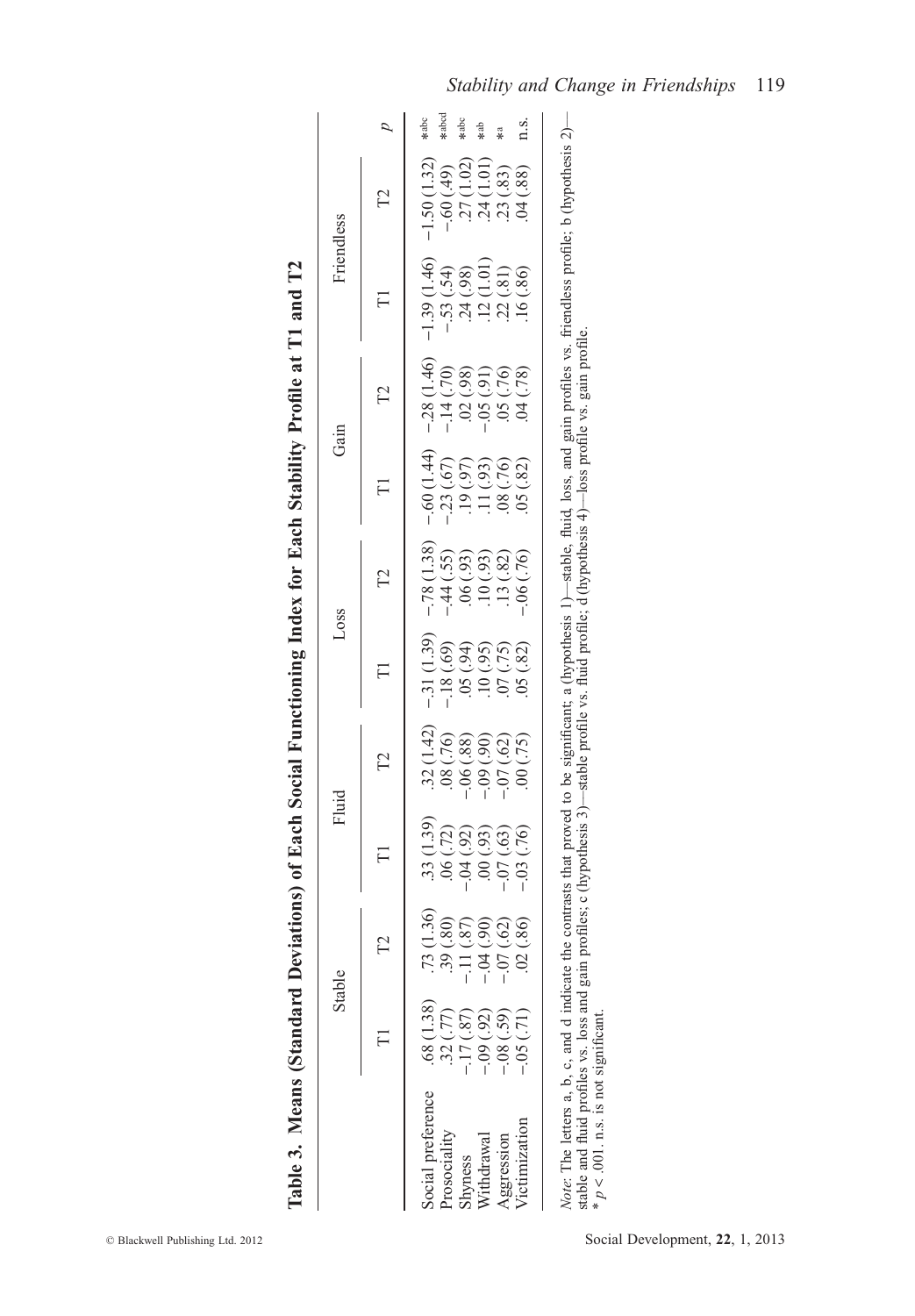**Table 3. Means (Standard Deviations) of Each Social Functioning Index for Each Stability Profile at T1 and T2**

| | Stable | | Fluid | | Loss | | Gain | | Friendless | | $p$ |
|---|---|---|---|---|---|---|---|---|---|---|---|
| | T1 | T2 | T1 | T2 | T1 | T2 | T1 | T2 | T1 | T2 | |
| Social preference | .68 (1.38) | .73 (1.36) | .33 (1.39) | .32 (1.42) | −.31 (1.39) | −.78 (1.38) | −.60 (1.44) | −.28 (1.46) | −1.39 (1.46) | −1.50 (1.32) | *[abc] |
| Prosociality | .32 (.77) | .39 (.80) | .06 (.72) | .08 (.76) | −.18 (.69) | −.44 (.55) | −.23 (.67) | −.14 (.70) | −.53 (.54) | −.60 (.49) | *[abcd] |
| Shyness | −.17 (.87) | −.11 (.87) | −.04 (.92) | −.06 (.88) | .05 (.94) | .06 (.93) | .19 (.97) | .02 (.98) | .24 (.98) | .27 (1.02) | *[abc] |
| Withdrawal | −.09 (.92) | −.04 (.90) | .00 (.93) | −.09 (.90) | .10 (.95) | .10 (.93) | .11 (.93) | −.05 (.91) | .12 (1.01) | .24 (1.01) | *[ab] |
| Aggression | −.08 (.59) | −.07 (.62) | −.07 (.63) | −.07 (.62) | .07 (.75) | .13 (.82) | .08 (.76) | .05 (.76) | .22 (.81) | .23 (.83) | *[a] |
| Victimization | −.05 (.71) | .02 (.86) | −.03 (.76) | .00 (.75) | .05 (.82) | −.06 (.76) | .05 (.82) | .04 (.78) | .16 (.86) | .04 (.88) | n.s. |

*Note*: The letters a, b, c, and d indicate the contrasts that proved to be significant; a (hypothesis 1)—stable, fluid, loss, and gain profiles vs. friendless profile; b (hypothesis 2)—stable and fluid profiles vs. loss and gain profiles; c (hypothesis 3)—stable profile vs. fluid profile; d (hypothesis 4)—loss profile vs. gain profile.
* $p < .001$. n.s. is not significant.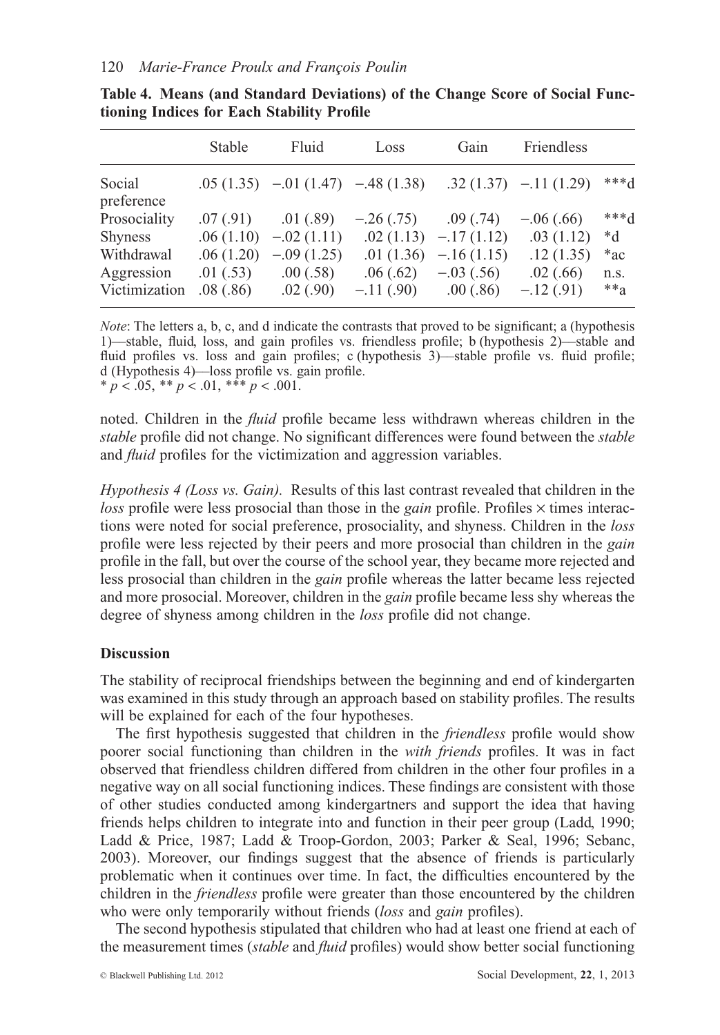**Table 4. Means (and Standard Deviations) of the Change Score of Social Functioning Indices for Each Stability Profile**

| | Stable | Fluid | Loss | Gain | Friendless | |
|---|---|---|---|---|---|---|
| Social preference | .05 (1.35) | −.01 (1.47) | −.48 (1.38) | .32 (1.37) | −.11 (1.29) | ***d |
| Prosociality | .07 (.91) | .01 (.89) | −.26 (.75) | .09 (.74) | −.06 (.66) | ***d |
| Shyness | .06 (1.10) | −.02 (1.11) | .02 (1.13) | −.17 (1.12) | .03 (1.12) | *d |
| Withdrawal | .06 (1.20) | −.09 (1.25) | .01 (1.36) | −.16 (1.15) | .12 (1.35) | *ac |
| Aggression | .01 (.53) | .00 (.58) | .06 (.62) | −.03 (.56) | .02 (.66) | n.s. |
| Victimization | .08 (.86) | .02 (.90) | −.11 (.90) | .00 (.86) | −.12 (.91) | **a |

*Note*: The letters a, b, c, and d indicate the contrasts that proved to be significant; a (hypothesis 1)—stable, fluid, loss, and gain profiles vs. friendless profile; b (hypothesis 2)—stable and fluid profiles vs. loss and gain profiles; c (hypothesis 3)—stable profile vs. fluid profile; d (Hypothesis 4)—loss profile vs. gain profile.
* $p < .05$, ** $p < .01$, *** $p < .001$.

noted. Children in the *fluid* profile became less withdrawn whereas children in the *stable* profile did not change. No significant differences were found between the *stable* and *fluid* profiles for the victimization and aggression variables.

*Hypothesis 4 (Loss vs. Gain).* Results of this last contrast revealed that children in the *loss* profile were less prosocial than those in the *gain* profile. Profiles × times interactions were noted for social preference, prosociality, and shyness. Children in the *loss* profile were less rejected by their peers and more prosocial than children in the *gain* profile in the fall, but over the course of the school year, they became more rejected and less prosocial than children in the *gain* profile whereas the latter became less rejected and more prosocial. Moreover, children in the *gain* profile became less shy whereas the degree of shyness among children in the *loss* profile did not change.

## Discussion

The stability of reciprocal friendships between the beginning and end of kindergarten was examined in this study through an approach based on stability profiles. The results will be explained for each of the four hypotheses.

The first hypothesis suggested that children in the *friendless* profile would show poorer social functioning than children in the *with friends* profiles. It was in fact observed that friendless children differed from children in the other four profiles in a negative way on all social functioning indices. These findings are consistent with those of other studies conducted among kindergartners and support the idea that having friends helps children to integrate into and function in their peer group (Ladd, 1990; Ladd & Price, 1987; Ladd & Troop-Gordon, 2003; Parker & Seal, 1996; Sebanc, 2003). Moreover, our findings suggest that the absence of friends is particularly problematic when it continues over time. In fact, the difficulties encountered by the children in the *friendless* profile were greater than those encountered by the children who were only temporarily without friends (*loss* and *gain* profiles).

The second hypothesis stipulated that children who had at least one friend at each of the measurement times (*stable* and *fluid* profiles) would show better social functioning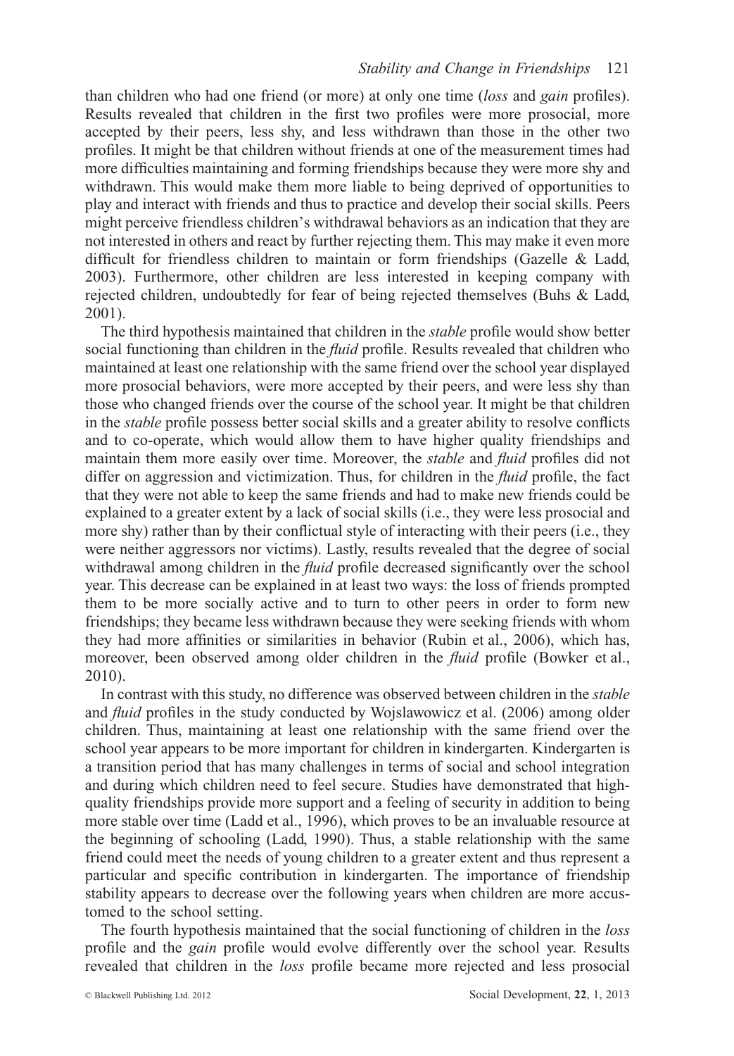than children who had one friend (or more) at only one time (*loss* and *gain* profiles). Results revealed that children in the first two profiles were more prosocial, more accepted by their peers, less shy, and less withdrawn than those in the other two profiles. It might be that children without friends at one of the measurement times had more difficulties maintaining and forming friendships because they were more shy and withdrawn. This would make them more liable to being deprived of opportunities to play and interact with friends and thus to practice and develop their social skills. Peers might perceive friendless children's withdrawal behaviors as an indication that they are not interested in others and react by further rejecting them. This may make it even more difficult for friendless children to maintain or form friendships (Gazelle & Ladd, 2003). Furthermore, other children are less interested in keeping company with rejected children, undoubtedly for fear of being rejected themselves (Buhs & Ladd, 2001).

The third hypothesis maintained that children in the *stable* profile would show better social functioning than children in the *fluid* profile. Results revealed that children who maintained at least one relationship with the same friend over the school year displayed more prosocial behaviors, were more accepted by their peers, and were less shy than those who changed friends over the course of the school year. It might be that children in the *stable* profile possess better social skills and a greater ability to resolve conflicts and to co-operate, which would allow them to have higher quality friendships and maintain them more easily over time. Moreover, the *stable* and *fluid* profiles did not differ on aggression and victimization. Thus, for children in the *fluid* profile, the fact that they were not able to keep the same friends and had to make new friends could be explained to a greater extent by a lack of social skills (i.e., they were less prosocial and more shy) rather than by their conflictual style of interacting with their peers (i.e., they were neither aggressors nor victims). Lastly, results revealed that the degree of social withdrawal among children in the *fluid* profile decreased significantly over the school year. This decrease can be explained in at least two ways: the loss of friends prompted them to be more socially active and to turn to other peers in order to form new friendships; they became less withdrawn because they were seeking friends with whom they had more affinities or similarities in behavior (Rubin et al., 2006), which has, moreover, been observed among older children in the *fluid* profile (Bowker et al., 2010).

In contrast with this study, no difference was observed between children in the *stable* and *fluid* profiles in the study conducted by Wojslawowicz et al. (2006) among older children. Thus, maintaining at least one relationship with the same friend over the school year appears to be more important for children in kindergarten. Kindergarten is a transition period that has many challenges in terms of social and school integration and during which children need to feel secure. Studies have demonstrated that high-quality friendships provide more support and a feeling of security in addition to being more stable over time (Ladd et al., 1996), which proves to be an invaluable resource at the beginning of schooling (Ladd, 1990). Thus, a stable relationship with the same friend could meet the needs of young children to a greater extent and thus represent a particular and specific contribution in kindergarten. The importance of friendship stability appears to decrease over the following years when children are more accustomed to the school setting.

The fourth hypothesis maintained that the social functioning of children in the *loss* profile and the *gain* profile would evolve differently over the school year. Results revealed that children in the *loss* profile became more rejected and less prosocial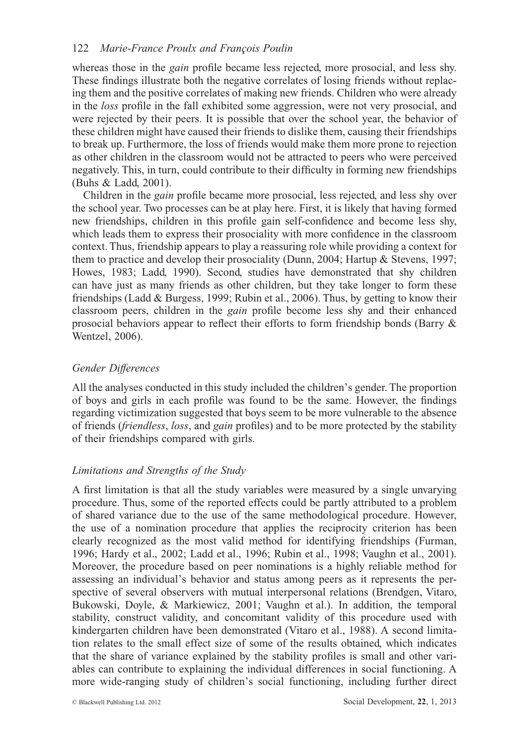whereas those in the *gain* profile became less rejected, more prosocial, and less shy. These findings illustrate both the negative correlates of losing friends without replacing them and the positive correlates of making new friends. Children who were already in the *loss* profile in the fall exhibited some aggression, were not very prosocial, and were rejected by their peers. It is possible that over the school year, the behavior of these children might have caused their friends to dislike them, causing their friendships to break up. Furthermore, the loss of friends would make them more prone to rejection as other children in the classroom would not be attracted to peers who were perceived negatively. This, in turn, could contribute to their difficulty in forming new friendships (Buhs & Ladd, 2001).

Children in the *gain* profile became more prosocial, less rejected, and less shy over the school year. Two processes can be at play here. First, it is likely that having formed new friendships, children in this profile gain self-confidence and become less shy, which leads them to express their prosociality with more confidence in the classroom context. Thus, friendship appears to play a reassuring role while providing a context for them to practice and develop their prosociality (Dunn, 2004; Hartup & Stevens, 1997; Howes, 1983; Ladd, 1990). Second, studies have demonstrated that shy children can have just as many friends as other children, but they take longer to form these friendships (Ladd & Burgess, 1999; Rubin et al., 2006). Thus, by getting to know their classroom peers, children in the *gain* profile become less shy and their enhanced prosocial behaviors appear to reflect their efforts to form friendship bonds (Barry & Wentzel, 2006).

### *Gender Differences*

All the analyses conducted in this study included the children's gender. The proportion of boys and girls in each profile was found to be the same. However, the findings regarding victimization suggested that boys seem to be more vulnerable to the absence of friends (*friendless*, *loss*, and *gain* profiles) and to be more protected by the stability of their friendships compared with girls.

### *Limitations and Strengths of the Study*

A first limitation is that all the study variables were measured by a single unvarying procedure. Thus, some of the reported effects could be partly attributed to a problem of shared variance due to the use of the same methodological procedure. However, the use of a nomination procedure that applies the reciprocity criterion has been clearly recognized as the most valid method for identifying friendships (Furman, 1996; Hardy et al., 2002; Ladd et al., 1996; Rubin et al., 1998; Vaughn et al., 2001). Moreover, the procedure based on peer nominations is a highly reliable method for assessing an individual's behavior and status among peers as it represents the perspective of several observers with mutual interpersonal relations (Brendgen, Vitaro, Bukowski, Doyle, & Markiewicz, 2001; Vaughn et al.). In addition, the temporal stability, construct validity, and concomitant validity of this procedure used with kindergarten children have been demonstrated (Vitaro et al., 1988). A second limitation relates to the small effect size of some of the results obtained, which indicates that the share of variance explained by the stability profiles is small and other variables can contribute to explaining the individual differences in social functioning. A more wide-ranging study of children's social functioning, including further direct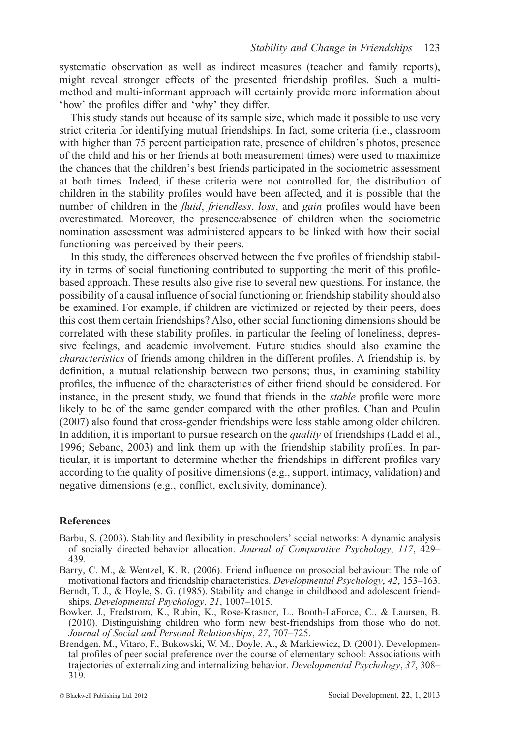systematic observation as well as indirect measures (teacher and family reports), might reveal stronger effects of the presented friendship profiles. Such a multi-method and multi-informant approach will certainly provide more information about 'how' the profiles differ and 'why' they differ.

This study stands out because of its sample size, which made it possible to use very strict criteria for identifying mutual friendships. In fact, some criteria (i.e., classroom with higher than 75 percent participation rate, presence of children's photos, presence of the child and his or her friends at both measurement times) were used to maximize the chances that the children's best friends participated in the sociometric assessment at both times. Indeed, if these criteria were not controlled for, the distribution of children in the stability profiles would have been affected, and it is possible that the number of children in the *fluid*, *friendless*, *loss*, and *gain* profiles would have been overestimated. Moreover, the presence/absence of children when the sociometric nomination assessment was administered appears to be linked with how their social functioning was perceived by their peers.

In this study, the differences observed between the five profiles of friendship stability in terms of social functioning contributed to supporting the merit of this profile-based approach. These results also give rise to several new questions. For instance, the possibility of a causal influence of social functioning on friendship stability should also be examined. For example, if children are victimized or rejected by their peers, does this cost them certain friendships? Also, other social functioning dimensions should be correlated with these stability profiles, in particular the feeling of loneliness, depressive feelings, and academic involvement. Future studies should also examine the *characteristics* of friends among children in the different profiles. A friendship is, by definition, a mutual relationship between two persons; thus, in examining stability profiles, the influence of the characteristics of either friend should be considered. For instance, in the present study, we found that friends in the *stable* profile were more likely to be of the same gender compared with the other profiles. Chan and Poulin (2007) also found that cross-gender friendships were less stable among older children. In addition, it is important to pursue research on the *quality* of friendships (Ladd et al., 1996; Sebanc, 2003) and link them up with the friendship stability profiles. In particular, it is important to determine whether the friendships in different profiles vary according to the quality of positive dimensions (e.g., support, intimacy, validation) and negative dimensions (e.g., conflict, exclusivity, dominance).

## References

Barbu, S. (2003). Stability and flexibility in preschoolers' social networks: A dynamic analysis of socially directed behavior allocation. *Journal of Comparative Psychology*, *117*, 429–439.

Barry, C. M., & Wentzel, K. R. (2006). Friend influence on prosocial behaviour: The role of motivational factors and friendship characteristics. *Developmental Psychology*, *42*, 153–163.

Berndt, T. J., & Hoyle, S. G. (1985). Stability and change in childhood and adolescent friendships. *Developmental Psychology*, *21*, 1007–1015.

Bowker, J., Fredstrom, K., Rubin, K., Rose-Krasnor, L., Booth-LaForce, C., & Laursen, B. (2010). Distinguishing children who form new best-friendships from those who do not. *Journal of Social and Personal Relationships*, *27*, 707–725.

Brendgen, M., Vitaro, F., Bukowski, W. M., Doyle, A., & Markiewicz, D. (2001). Developmental profiles of peer social preference over the course of elementary school: Associations with trajectories of externalizing and internalizing behavior. *Developmental Psychology*, *37*, 308–319.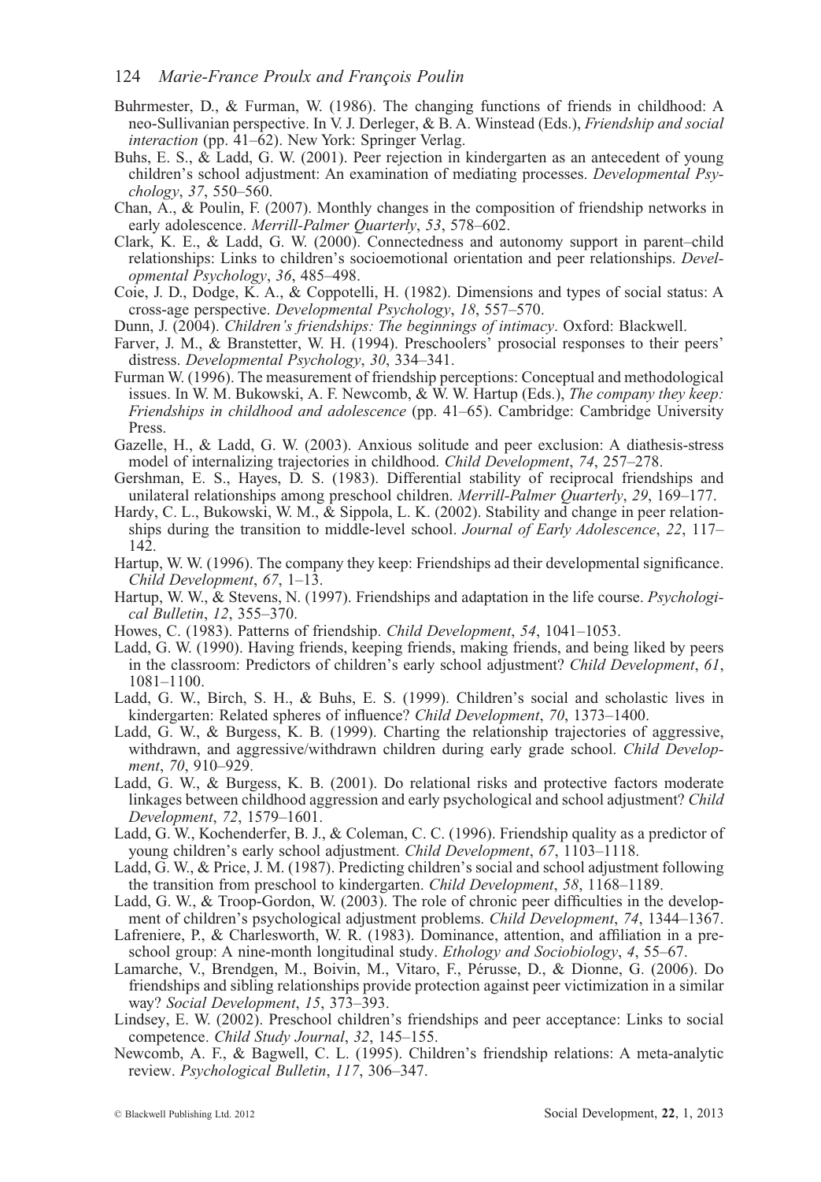Buhrmester, D., & Furman, W. (1986). The changing functions of friends in childhood: A neo-Sullivanian perspective. In V. J. Derleger, & B. A. Winstead (Eds.), *Friendship and social interaction* (pp. 41–62). New York: Springer Verlag.

Buhs, E. S., & Ladd, G. W. (2001). Peer rejection in kindergarten as an antecedent of young children's school adjustment: An examination of mediating processes. *Developmental Psychology*, *37*, 550–560.

Chan, A., & Poulin, F. (2007). Monthly changes in the composition of friendship networks in early adolescence. *Merrill-Palmer Quarterly*, *53*, 578–602.

Clark, K. E., & Ladd, G. W. (2000). Connectedness and autonomy support in parent–child relationships: Links to children's socioemotional orientation and peer relationships. *Developmental Psychology*, *36*, 485–498.

Coie, J. D., Dodge, K. A., & Coppotelli, H. (1982). Dimensions and types of social status: A cross-age perspective. *Developmental Psychology*, *18*, 557–570.

Dunn, J. (2004). *Children's friendships: The beginnings of intimacy*. Oxford: Blackwell.

Farver, J. M., & Branstetter, W. H. (1994). Preschoolers' prosocial responses to their peers' distress. *Developmental Psychology*, *30*, 334–341.

Furman W. (1996). The measurement of friendship perceptions: Conceptual and methodological issues. In W. M. Bukowski, A. F. Newcomb, & W. W. Hartup (Eds.), *The company they keep: Friendships in childhood and adolescence* (pp. 41–65). Cambridge: Cambridge University Press.

Gazelle, H., & Ladd, G. W. (2003). Anxious solitude and peer exclusion: A diathesis-stress model of internalizing trajectories in childhood. *Child Development*, *74*, 257–278.

Gershman, E. S., Hayes, D. S. (1983). Differential stability of reciprocal friendships and unilateral relationships among preschool children. *Merrill-Palmer Quarterly*, *29*, 169–177.

Hardy, C. L., Bukowski, W. M., & Sippola, L. K. (2002). Stability and change in peer relationships during the transition to middle-level school. *Journal of Early Adolescence*, *22*, 117–142.

Hartup, W. W. (1996). The company they keep: Friendships ad their developmental significance. *Child Development*, *67*, 1–13.

Hartup, W. W., & Stevens, N. (1997). Friendships and adaptation in the life course. *Psychological Bulletin*, *12*, 355–370.

Howes, C. (1983). Patterns of friendship. *Child Development*, *54*, 1041–1053.

Ladd, G. W. (1990). Having friends, keeping friends, making friends, and being liked by peers in the classroom: Predictors of children's early school adjustment? *Child Development*, *61*, 1081–1100.

Ladd, G. W., Birch, S. H., & Buhs, E. S. (1999). Children's social and scholastic lives in kindergarten: Related spheres of influence? *Child Development*, *70*, 1373–1400.

Ladd, G. W., & Burgess, K. B. (1999). Charting the relationship trajectories of aggressive, withdrawn, and aggressive/withdrawn children during early grade school. *Child Development*, *70*, 910–929.

Ladd, G. W., & Burgess, K. B. (2001). Do relational risks and protective factors moderate linkages between childhood aggression and early psychological and school adjustment? *Child Development*, *72*, 1579–1601.

Ladd, G. W., Kochenderfer, B. J., & Coleman, C. C. (1996). Friendship quality as a predictor of young children's early school adjustment. *Child Development*, *67*, 1103–1118.

Ladd, G. W., & Price, J. M. (1987). Predicting children's social and school adjustment following the transition from preschool to kindergarten. *Child Development*, *58*, 1168–1189.

Ladd, G. W., & Troop-Gordon, W. (2003). The role of chronic peer difficulties in the development of children's psychological adjustment problems. *Child Development*, *74*, 1344–1367.

Lafreniere, P., & Charlesworth, W. R. (1983). Dominance, attention, and affiliation in a preschool group: A nine-month longitudinal study. *Ethology and Sociobiology*, *4*, 55–67.

Lamarche, V., Brendgen, M., Boivin, M., Vitaro, F., Pérusse, D., & Dionne, G. (2006). Do friendships and sibling relationships provide protection against peer victimization in a similar way? *Social Development*, *15*, 373–393.

Lindsey, E. W. (2002). Preschool children's friendships and peer acceptance: Links to social competence. *Child Study Journal*, *32*, 145–155.

Newcomb, A. F., & Bagwell, C. L. (1995). Children's friendship relations: A meta-analytic review. *Psychological Bulletin*, *117*, 306–347.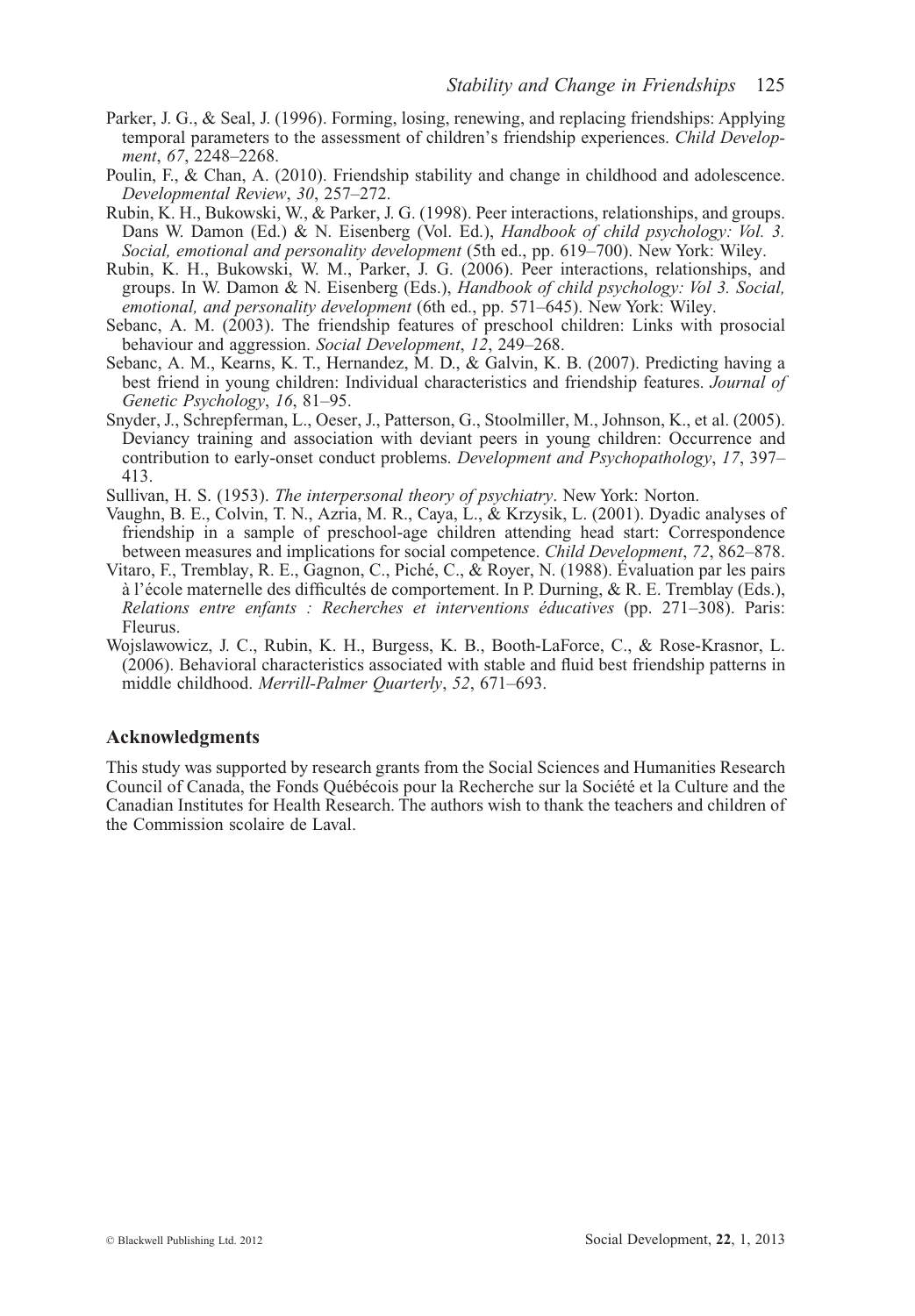Parker, J. G., & Seal, J. (1996). Forming, losing, renewing, and replacing friendships: Applying temporal parameters to the assessment of children's friendship experiences. *Child Development*, *67*, 2248–2268.

Poulin, F., & Chan, A. (2010). Friendship stability and change in childhood and adolescence. *Developmental Review*, *30*, 257–272.

Rubin, K. H., Bukowski, W., & Parker, J. G. (1998). Peer interactions, relationships, and groups. Dans W. Damon (Ed.) & N. Eisenberg (Vol. Ed.), *Handbook of child psychology: Vol. 3. Social, emotional and personality development* (5th ed., pp. 619–700). New York: Wiley.

Rubin, K. H., Bukowski, W. M., Parker, J. G. (2006). Peer interactions, relationships, and groups. In W. Damon & N. Eisenberg (Eds.), *Handbook of child psychology: Vol 3. Social, emotional, and personality development* (6th ed., pp. 571–645). New York: Wiley.

Sebanc, A. M. (2003). The friendship features of preschool children: Links with prosocial behaviour and aggression. *Social Development*, *12*, 249–268.

Sebanc, A. M., Kearns, K. T., Hernandez, M. D., & Galvin, K. B. (2007). Predicting having a best friend in young children: Individual characteristics and friendship features. *Journal of Genetic Psychology*, *16*, 81–95.

Snyder, J., Schrepferman, L., Oeser, J., Patterson, G., Stoolmiller, M., Johnson, K., et al. (2005). Deviancy training and association with deviant peers in young children: Occurrence and contribution to early-onset conduct problems. *Development and Psychopathology*, *17*, 397–413.

Sullivan, H. S. (1953). *The interpersonal theory of psychiatry*. New York: Norton.

Vaughn, B. E., Colvin, T. N., Azria, M. R., Caya, L., & Krzysik, L. (2001). Dyadic analyses of friendship in a sample of preschool-age children attending head start: Correspondence between measures and implications for social competence. *Child Development*, *72*, 862–878.

Vitaro, F., Tremblay, R. E., Gagnon, C., Piché, C., & Royer, N. (1988). Évaluation par les pairs à l'école maternelle des difficultés de comportement. In P. Durning, & R. E. Tremblay (Eds.), *Relations entre enfants : Recherches et interventions éducatives* (pp. 271–308). Paris: Fleurus.

Wojslawowicz, J. C., Rubin, K. H., Burgess, K. B., Booth-LaForce, C., & Rose-Krasnor, L. (2006). Behavioral characteristics associated with stable and fluid best friendship patterns in middle childhood. *Merrill-Palmer Quarterly*, *52*, 671–693.

## Acknowledgments

This study was supported by research grants from the Social Sciences and Humanities Research Council of Canada, the Fonds Québécois pour la Recherche sur la Société et la Culture and the Canadian Institutes for Health Research. The authors wish to thank the teachers and children of the Commission scolaire de Laval.